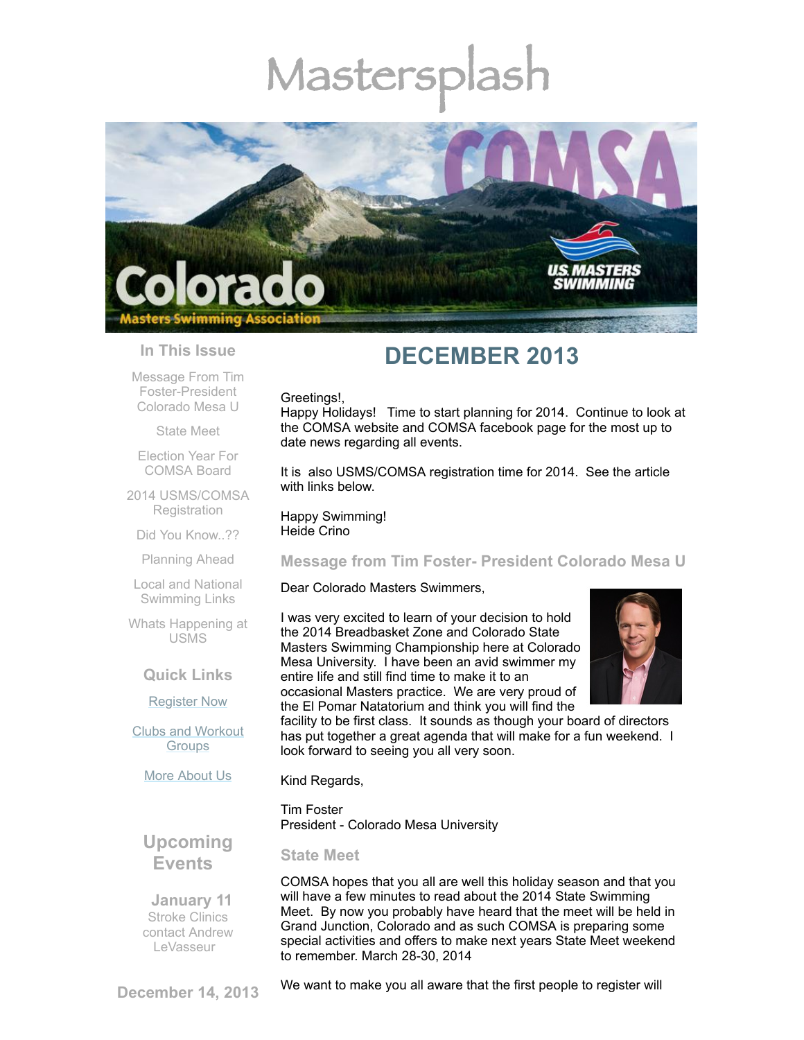# Mastersplash

## In This Issue

Message From Tim Foster-President Colorado Mesa U

State Meet

Election Year For COMSA Board

2014 USMS/COMSA Registration

Did You Know..??

Planning Ahead

Local and National Swimming Links

Whats Happening at USMS

### Quick Links

Register Now

Clubs and Workout Groups

More About Us

## Upcoming Events

**January 11**
Stroke Clinics
contact Andrew LeVasseur

**December 14, 2013**

# DECEMBER 2013

Greetings!,
Happy Holidays! Time to start planning for 2014. Continue to look at the COMSA website and COMSA facebook page for the most up to date news regarding all events.

It is also USMS/COMSA registration time for 2014. See the article with links below.

Happy Swimming!
Heide Crino

### Message from Tim Foster- President Colorado Mesa U

Dear Colorado Masters Swimmers,

I was very excited to learn of your decision to hold the 2014 Breadbasket Zone and Colorado State Masters Swimming Championship here at Colorado Mesa University. I have been an avid swimmer my entire life and still find time to make it to an occasional Masters practice. We are very proud of the El Pomar Natatorium and think you will find the facility to be first class. It sounds as though your board of directors has put together a great agenda that will make for a fun weekend. I look forward to seeing you all very soon.

Kind Regards,

Tim Foster
President - Colorado Mesa University

### State Meet

COMSA hopes that you all are well this holiday season and that you will have a few minutes to read about the 2014 State Swimming Meet. By now you probably have heard that the meet will be held in Grand Junction, Colorado and as such COMSA is preparing some special activities and offers to make next years State Meet weekend to remember. March 28-30, 2014

We want to make you all aware that the first people to register will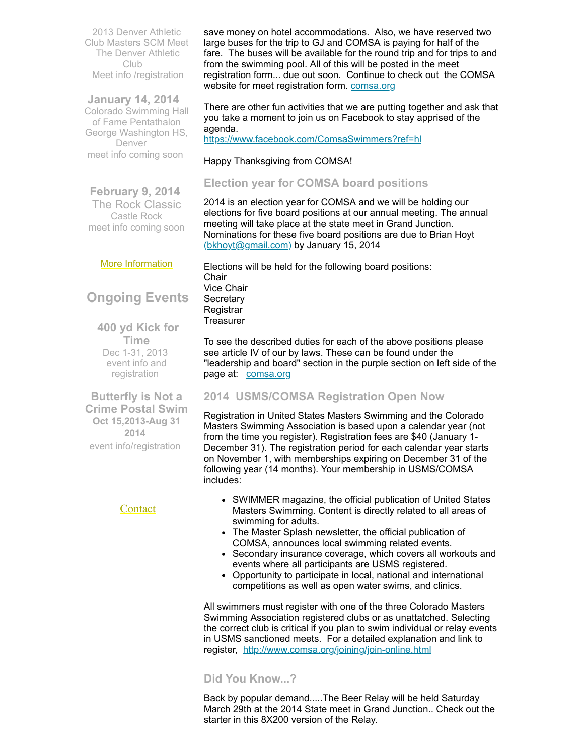2013 Denver Athletic Club Masters SCM Meet
The Denver Athletic Club
Meet info /registration

**January 14, 2014**
Colorado Swimming Hall of Fame Pentathalon
George Washington HS, Denver
meet info coming soon

**February 9, 2014**
The Rock Classic
Castle Rock
meet info coming soon

More Information

## Ongoing Events

**400 yd Kick for Time**
Dec 1-31, 2013
event info and registration

**Butterfly is Not a Crime Postal Swim**
**Oct 15,2013-Aug 31 2014**
event info/registration

Contact

save money on hotel accommodations. Also, we have reserved two large buses for the trip to GJ and COMSA is paying for half of the fare. The buses will be available for the round trip and for trips to and from the swimming pool. All of this will be posted in the meet registration form... due out soon. Continue to check out the COMSA website for meet registration form. comsa.org

There are other fun activities that we are putting together and ask that you take a moment to join us on Facebook to stay apprised of the agenda.
https://www.facebook.com/ComsaSwimmers?ref=hl

Happy Thanksgiving from COMSA!

### Election year for COMSA board positions

2014 is an election year for COMSA and we will be holding our elections for five board positions at our annual meeting. The annual meeting will take place at the state meet in Grand Junction. Nominations for these five board positions are due to Brian Hoyt (bkhoyt@gmail.com) by January 15, 2014

Elections will be held for the following board positions:
Chair
Vice Chair
Secretary
Registrar
Treasurer

To see the described duties for each of the above positions please see article IV of our by laws. These can be found under the "leadership and board" section in the purple section on left side of the page at: comsa.org

### 2014 USMS/COMSA Registration Open Now

Registration in United States Masters Swimming and the Colorado Masters Swimming Association is based upon a calendar year (not from the time you register). Registration fees are $40 (January 1-December 31). The registration period for each calendar year starts on November 1, with memberships expiring on December 31 of the following year (14 months). Your membership in USMS/COMSA includes:

- SWIMMER magazine, the official publication of United States Masters Swimming. Content is directly related to all areas of swimming for adults.
- The Master Splash newsletter, the official publication of COMSA, announces local swimming related events.
- Secondary insurance coverage, which covers all workouts and events where all participants are USMS registered.
- Opportunity to participate in local, national and international competitions as well as open water swims, and clinics.

All swimmers must register with one of the three Colorado Masters Swimming Association registered clubs or as unattached. Selecting the correct club is critical if you plan to swim individual or relay events in USMS sanctioned meets. For a detailed explanation and link to register, http://www.comsa.org/joining/join-online.html

### Did You Know...?

Back by popular demand.....The Beer Relay will be held Saturday March 29th at the 2014 State meet in Grand Junction.. Check out the starter in this 8X200 version of the Relay.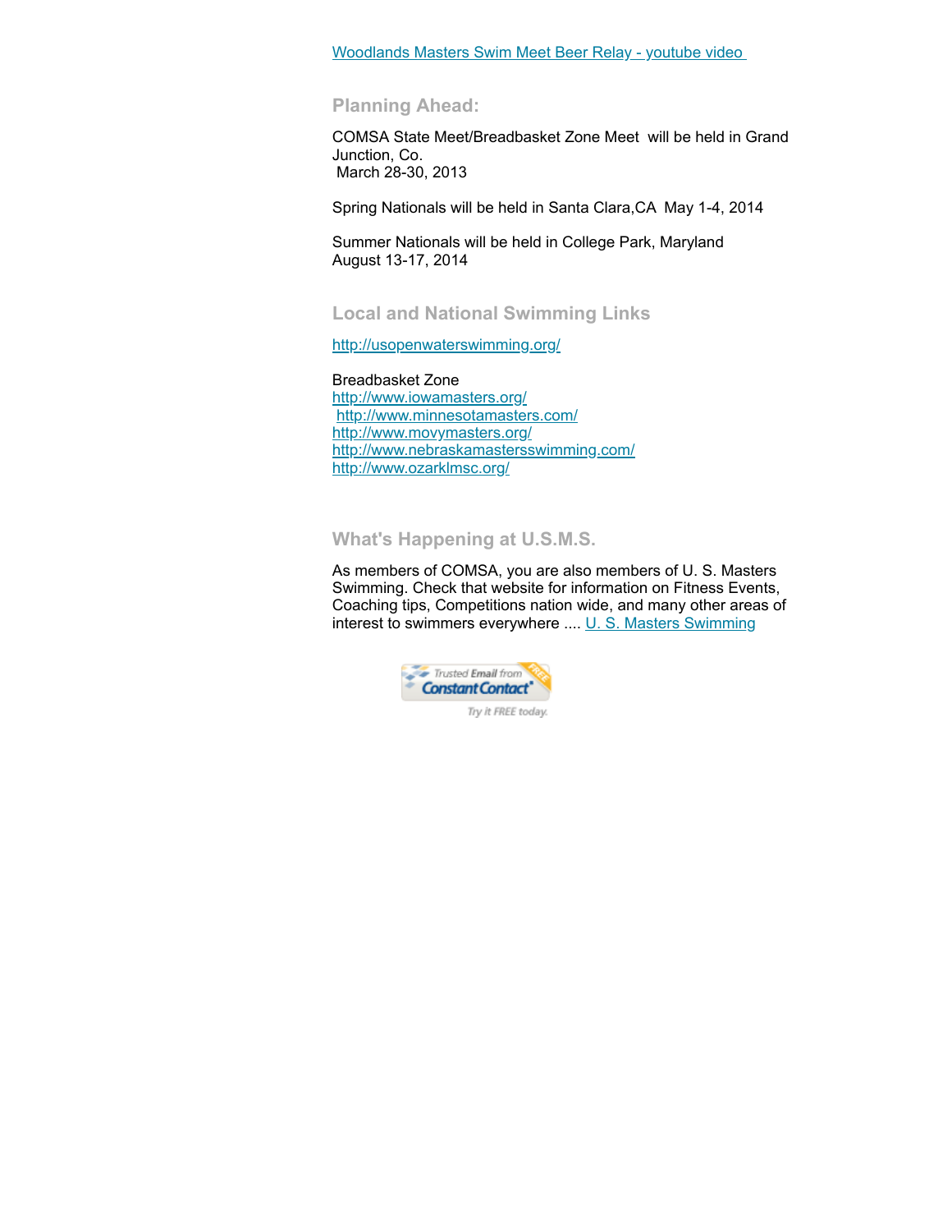[Woodlands Masters Swim Meet Beer Relay - youtube video](#)

## Planning Ahead:

COMSA State Meet/Breadbasket Zone Meet will be held in Grand Junction, Co.
March 28-30, 2013

Spring Nationals will be held in Santa Clara,CA May 1-4, 2014

Summer Nationals will be held in College Park, Maryland
August 13-17, 2014

## Local and National Swimming Links

http://usopenwaterswimming.org/

Breadbasket Zone
http://www.iowamasters.org/
http://www.minnesotamasters.com/
http://www.movymasters.org/
http://www.nebraskamastersswimming.com/
http://www.ozarklmsc.org/

## What's Happening at U.S.M.S.

As members of COMSA, you are also members of U. S. Masters Swimming. Check that website for information on Fitness Events, Coaching tips, Competitions nation wide, and many other areas of interest to swimmers everywhere .... U. S. Masters Swimming

Trusted Email from Constant Contact
Try it FREE today.